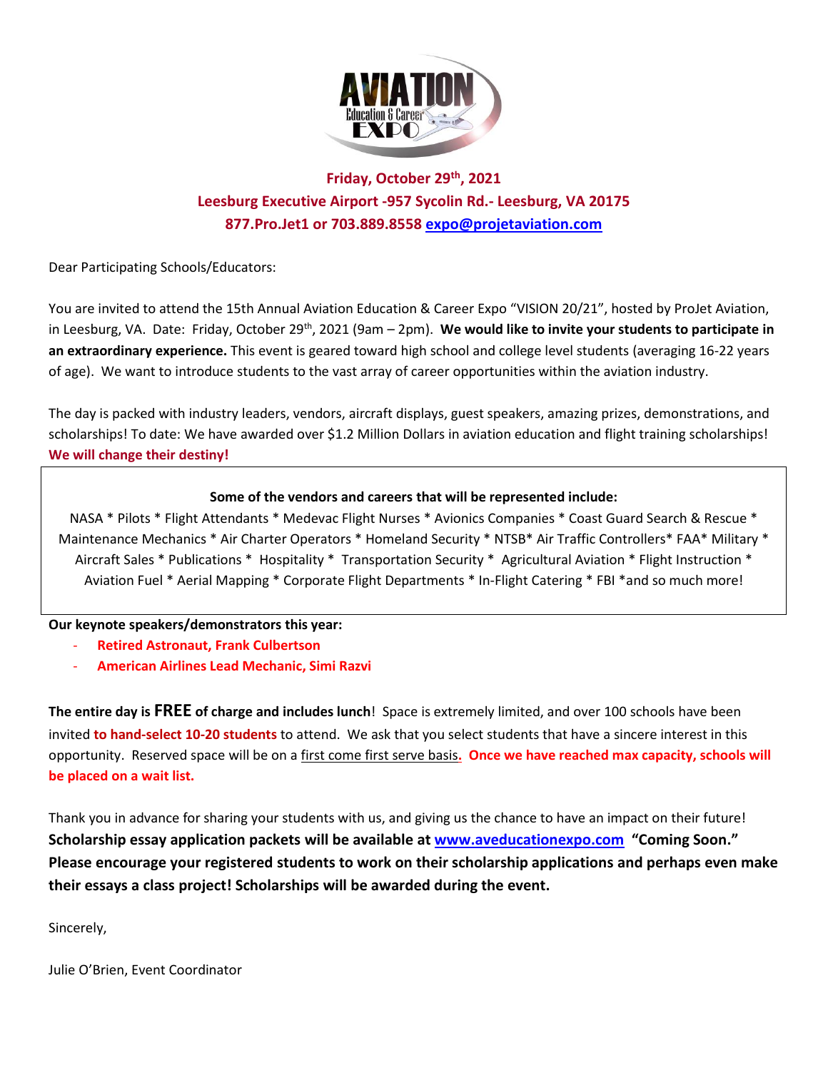**Friday, October 29th, 2021**
**Leesburg Executive Airport -957 Sycolin Rd.- Leesburg, VA 20175**
**877.Pro.Jet1 or 703.889.8558 expo@projetaviation.com**

Dear Participating Schools/Educators:

You are invited to attend the 15th Annual Aviation Education & Career Expo "VISION 20/21", hosted by ProJet Aviation, in Leesburg, VA. Date: Friday, October 29th, 2021 (9am – 2pm). **We would like to invite your students to participate in an extraordinary experience.** This event is geared toward high school and college level students (averaging 16-22 years of age). We want to introduce students to the vast array of career opportunities within the aviation industry.

The day is packed with industry leaders, vendors, aircraft displays, guest speakers, amazing prizes, demonstrations, and scholarships! To date: We have awarded over $1.2 Million Dollars in aviation education and flight training scholarships! **We will change their destiny!**

**Some of the vendors and careers that will be represented include:**

NASA * Pilots * Flight Attendants * Medevac Flight Nurses * Avionics Companies * Coast Guard Search & Rescue * Maintenance Mechanics * Air Charter Operators * Homeland Security * NTSB* Air Traffic Controllers* FAA* Military * Aircraft Sales * Publications * Hospitality * Transportation Security * Agricultural Aviation * Flight Instruction * Aviation Fuel * Aerial Mapping * Corporate Flight Departments * In-Flight Catering * FBI *and so much more!

**Our keynote speakers/demonstrators this year:**

- **Retired Astronaut, Frank Culbertson**
- **American Airlines Lead Mechanic, Simi Razvi**

**The entire day is FREE of charge and includes lunch**! Space is extremely limited, and over 100 schools have been invited **to hand-select 10-20 students** to attend. We ask that you select students that have a sincere interest in this opportunity. Reserved space will be on a first come first serve basis. **Once we have reached max capacity, schools will be placed on a wait list.**

Thank you in advance for sharing your students with us, and giving us the chance to have an impact on their future! **Scholarship essay application packets will be available at www.aveducationexpo.com "Coming Soon." Please encourage your registered students to work on their scholarship applications and perhaps even make their essays a class project! Scholarships will be awarded during the event.**

Sincerely,

Julie O'Brien, Event Coordinator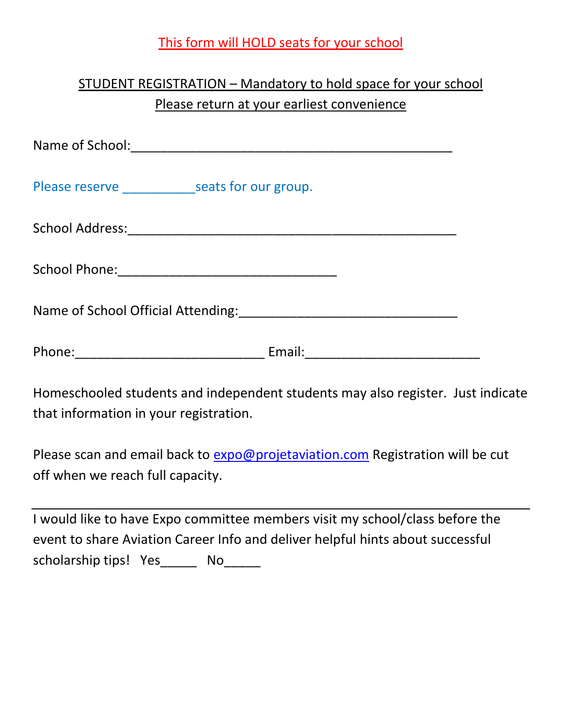This form will HOLD seats for your school

STUDENT REGISTRATION – Mandatory to hold space for your school
Please return at your earliest convenience

Name of School:_____________________________________________

Please reserve __________seats for our group.

School Address:_____________________________________________

School Phone:______________________________

Name of School Official Attending:______________________________

Phone:__________________________ Email:________________________

Homeschooled students and independent students may also register. Just indicate that information in your registration.

Please scan and email back to expo@projetaviation.com Registration will be cut off when we reach full capacity.

---

I would like to have Expo committee members visit my school/class before the event to share Aviation Career Info and deliver helpful hints about successful scholarship tips! Yes_____ No_____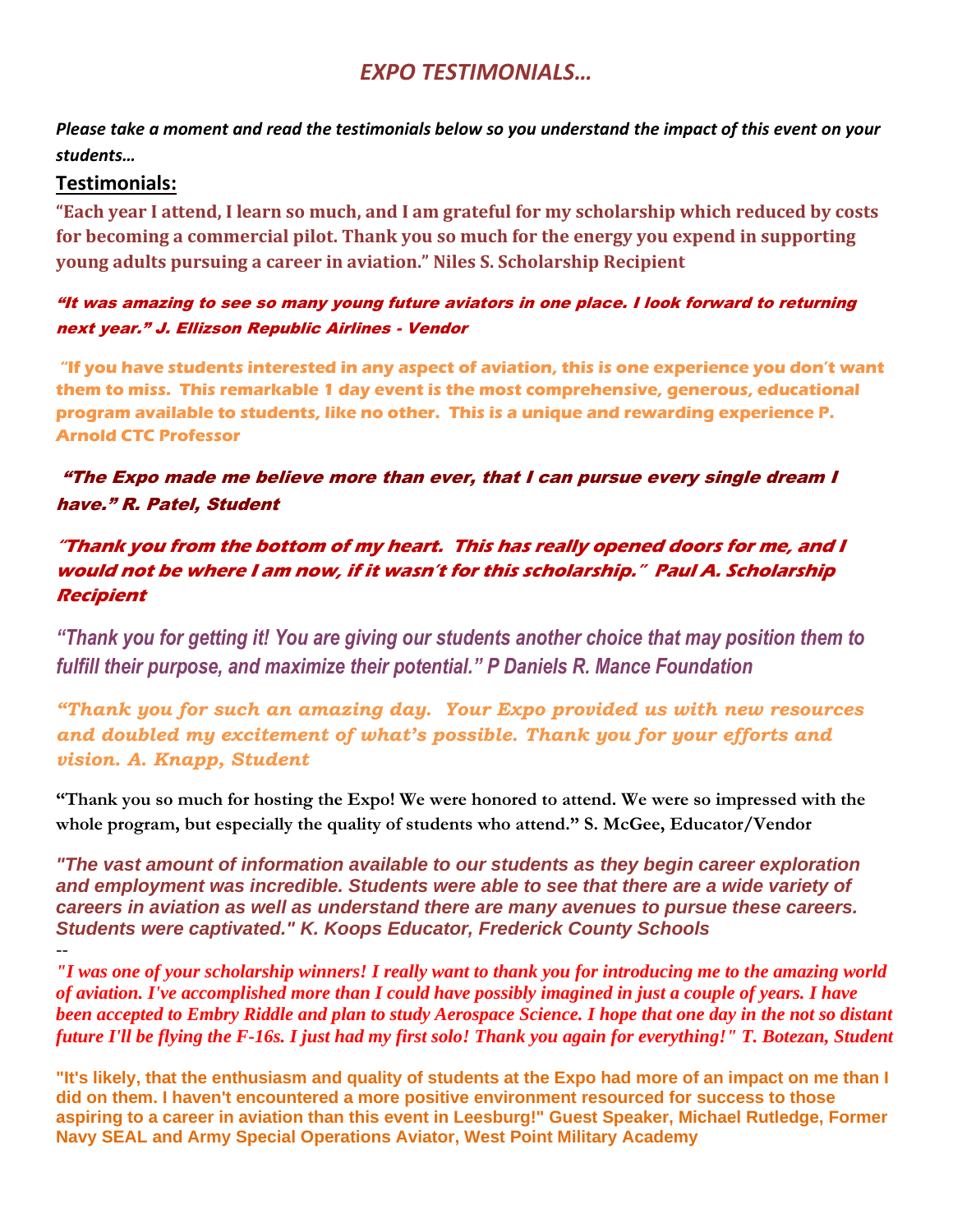# *EXPO TESTIMONIALS…*

***Please take a moment and read the testimonials below so you understand the impact of this event on your students…***

## Testimonials:

**"Each year I attend, I learn so much, and I am grateful for my scholarship which reduced by costs for becoming a commercial pilot. Thank you so much for the energy you expend in supporting young adults pursuing a career in aviation." Niles S. Scholarship Recipient**

***"It was amazing to see so many young future aviators in one place. I look forward to returning next year." J. Ellizson Republic Airlines - Vendor***

**"If you have students interested in any aspect of aviation, this is one experience you don't want them to miss. This remarkable 1 day event is the most comprehensive, generous, educational program available to students, like no other. This is a unique and rewarding experience P. Arnold CTC Professor**

***"The Expo made me believe more than ever, that I can pursue every single dream I have." R. Patel, Student***

***"Thank you from the bottom of my heart. This has really opened doors for me, and I would not be where I am now, if it wasn't for this scholarship." Paul A. Scholarship Recipient***

***"Thank you for getting it! You are giving our students another choice that may position them to fulfill their purpose, and maximize their potential." P Daniels R. Mance Foundation***

***"Thank you for such an amazing day. Your Expo provided us with new resources and doubled my excitement of what's possible. Thank you for your efforts and vision. A. Knapp, Student***

**"Thank you so much for hosting the Expo! We were honored to attend. We were so impressed with the whole program, but especially the quality of students who attend." S. McGee, Educator/Vendor**

***"The vast amount of information available to our students as they begin career exploration and employment was incredible. Students were able to see that there are a wide variety of careers in aviation as well as understand there are many avenues to pursue these careers. Students were captivated." K. Koops Educator, Frederick County Schools***

--

***"I was one of your scholarship winners! I really want to thank you for introducing me to the amazing world of aviation. I've accomplished more than I could have possibly imagined in just a couple of years. I have been accepted to Embry Riddle and plan to study Aerospace Science. I hope that one day in the not so distant future I'll be flying the F-16s. I just had my first solo! Thank you again for everything!" T. Botezan, Student***

**"It's likely, that the enthusiasm and quality of students at the Expo had more of an impact on me than I did on them. I haven't encountered a more positive environment resourced for success to those aspiring to a career in aviation than this event in Leesburg!" Guest Speaker, Michael Rutledge, Former Navy SEAL and Army Special Operations Aviator, West Point Military Academy**